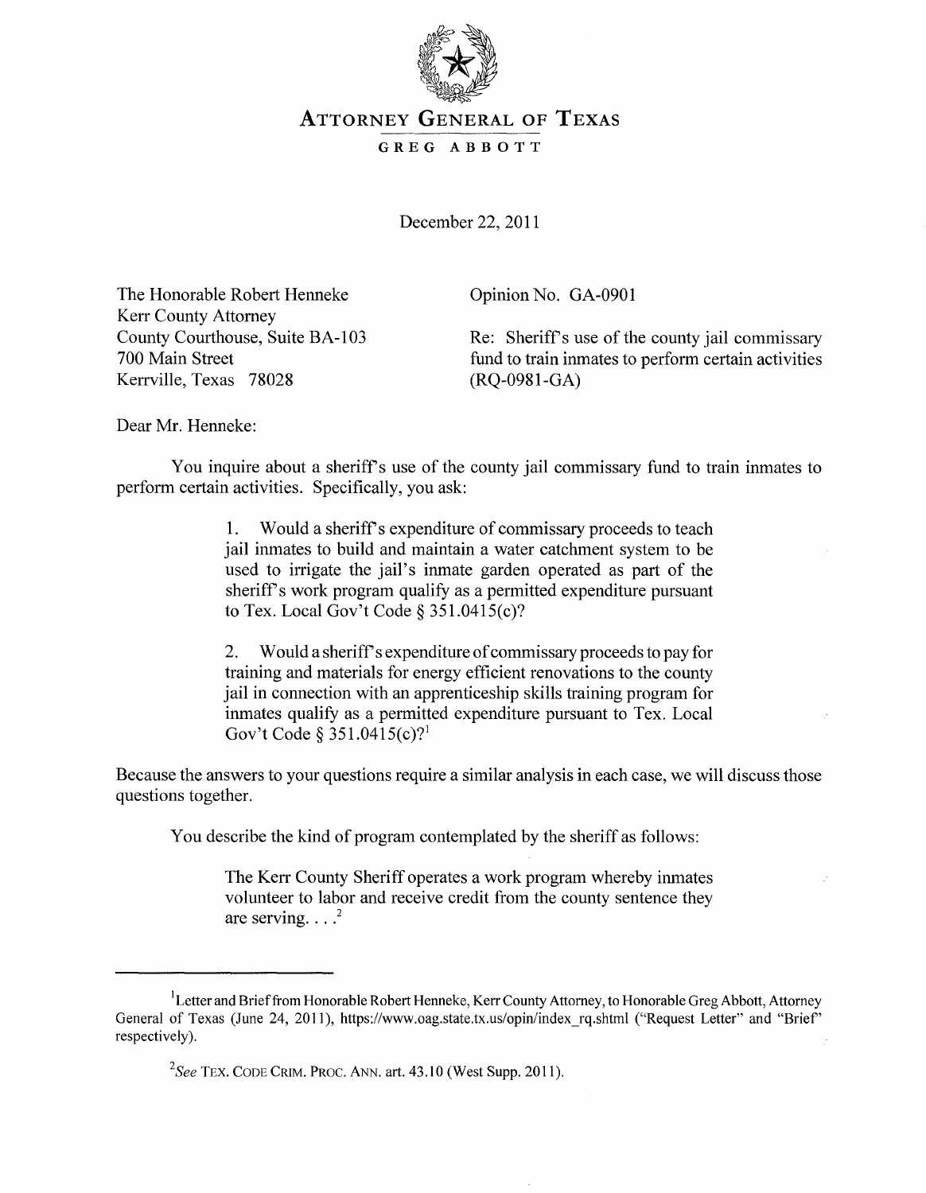# ATTORNEY GENERAL OF TEXAS

**GREG ABBOTT**

December 22, 2011

The Honorable Robert Henneke
Kerr County Attorney
County Courthouse, Suite BA-103
700 Main Street
Kerrville, Texas 78028

Opinion No. GA-0901

Re: Sheriff's use of the county jail commissary fund to train inmates to perform certain activities (RQ-0981-GA)

Dear Mr. Henneke:

You inquire about a sheriff's use of the county jail commissary fund to train inmates to perform certain activities. Specifically, you ask:

> 1. Would a sheriff's expenditure of commissary proceeds to teach jail inmates to build and maintain a water catchment system to be used to irrigate the jail's inmate garden operated as part of the sheriff's work program qualify as a permitted expenditure pursuant to Tex. Local Gov't Code § 351.0415(c)?
>
> 2. Would a sheriff's expenditure of commissary proceeds to pay for training and materials for energy efficient renovations to the county jail in connection with an apprenticeship skills training program for inmates qualify as a permitted expenditure pursuant to Tex. Local Gov't Code § 351.0415(c)?[1]

Because the answers to your questions require a similar analysis in each case, we will discuss those questions together.

You describe the kind of program contemplated by the sheriff as follows:

> The Kerr County Sheriff operates a work program whereby inmates volunteer to labor and receive credit from the county sentence they are serving. . . .[2]

---

[1] Letter and Brief from Honorable Robert Henneke, Kerr County Attorney, to Honorable Greg Abbott, Attorney General of Texas (June 24, 2011), https://www.oag.state.tx.us/opin/index_rq.shtml ("Request Letter" and "Brief" respectively).

[2] *See* TEX. CODE CRIM. PROC. ANN. art. 43.10 (West Supp. 2011).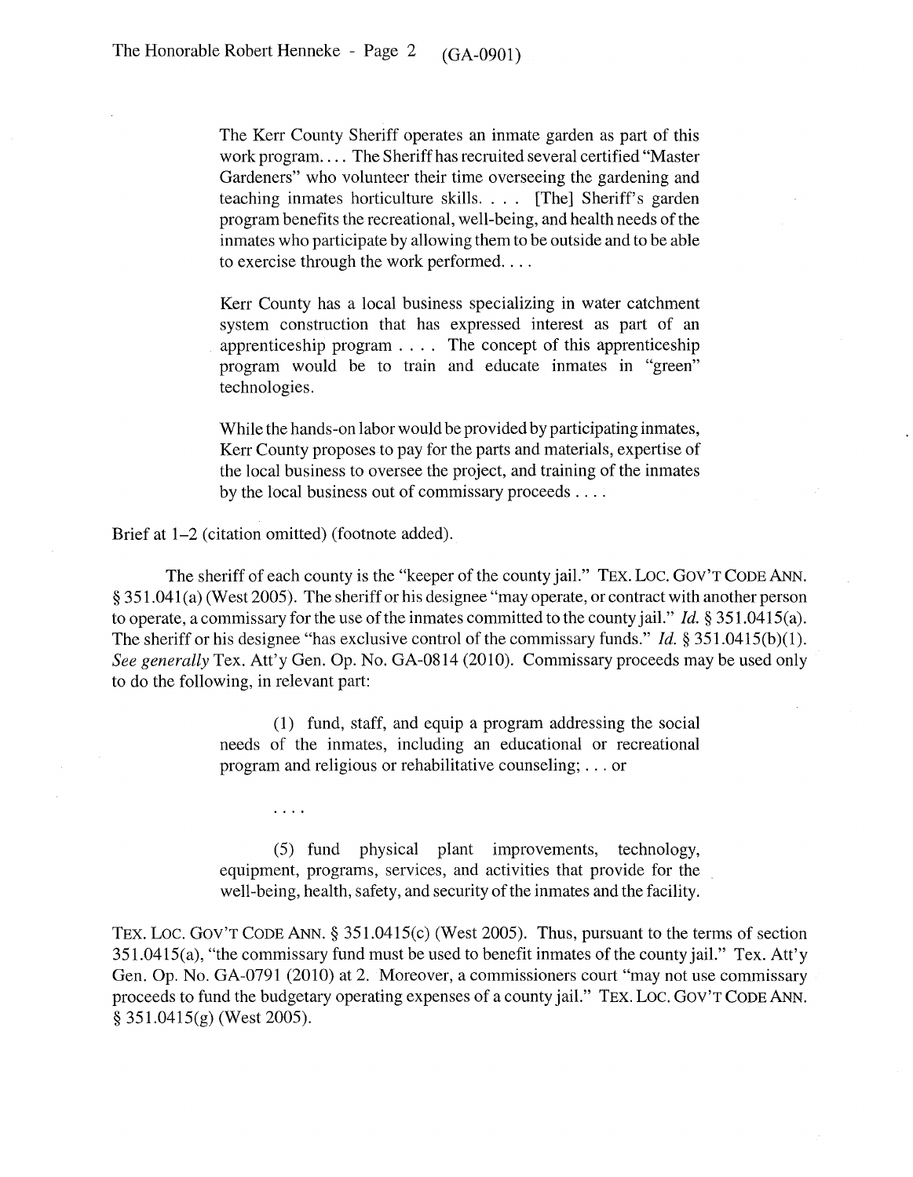> The Kerr County Sheriff operates an inmate garden as part of this work program. . . . The Sheriff has recruited several certified "Master Gardeners" who volunteer their time overseeing the gardening and teaching inmates horticulture skills. . . . [The] Sheriff's garden program benefits the recreational, well-being, and health needs of the inmates who participate by allowing them to be outside and to be able to exercise through the work performed. . . .
>
> Kerr County has a local business specializing in water catchment system construction that has expressed interest as part of an apprenticeship program . . . . The concept of this apprenticeship program would be to train and educate inmates in "green" technologies.
>
> While the hands-on labor would be provided by participating inmates, Kerr County proposes to pay for the parts and materials, expertise of the local business to oversee the project, and training of the inmates by the local business out of commissary proceeds . . . .

Brief at 1–2 (citation omitted) (footnote added).

The sheriff of each county is the "keeper of the county jail." TEX. LOC. GOV'T CODE ANN. § 351.041(a) (West 2005). The sheriff or his designee "may operate, or contract with another person to operate, a commissary for the use of the inmates committed to the county jail." *Id.* § 351.0415(a). The sheriff or his designee "has exclusive control of the commissary funds." *Id.* § 351.0415(b)(1). *See generally* Tex. Att'y Gen. Op. No. GA-0814 (2010). Commissary proceeds may be used only to do the following, in relevant part:

> (1) fund, staff, and equip a program addressing the social needs of the inmates, including an educational or recreational program and religious or rehabilitative counseling; . . . or
>
> . . . .
>
> (5) fund physical plant improvements, technology, equipment, programs, services, and activities that provide for the well-being, health, safety, and security of the inmates and the facility.

TEX. LOC. GOV'T CODE ANN. § 351.0415(c) (West 2005). Thus, pursuant to the terms of section 351.0415(a), "the commissary fund must be used to benefit inmates of the county jail." Tex. Att'y Gen. Op. No. GA-0791 (2010) at 2. Moreover, a commissioners court "may not use commissary proceeds to fund the budgetary operating expenses of a county jail." TEX. LOC. GOV'T CODE ANN. § 351.0415(g) (West 2005).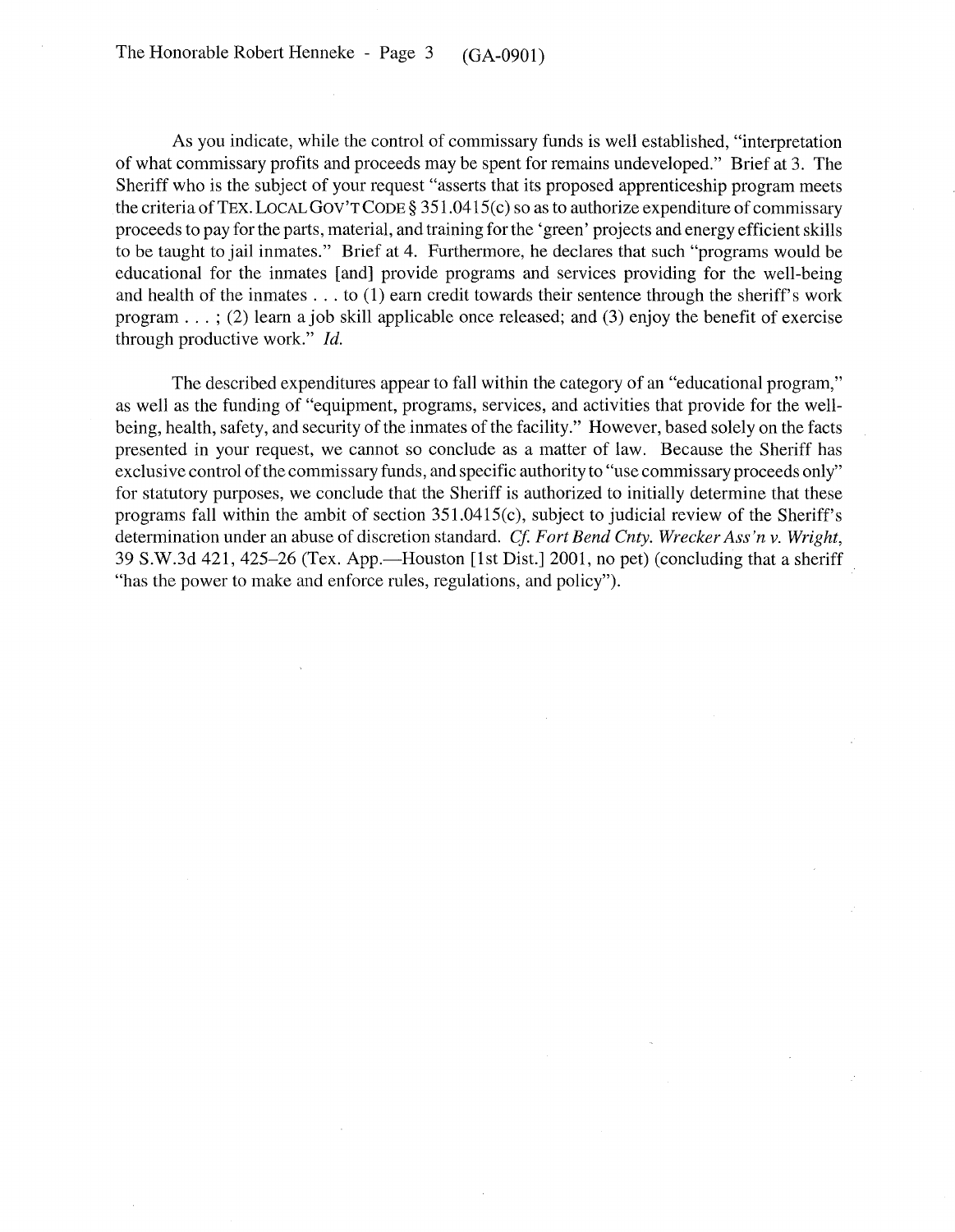As you indicate, while the control of commissary funds is well established, "interpretation of what commissary profits and proceeds may be spent for remains undeveloped." Brief at 3. The Sheriff who is the subject of your request "asserts that its proposed apprenticeship program meets the criteria of TEX. LOCAL GOV'T CODE § 351.0415(c) so as to authorize expenditure of commissary proceeds to pay for the parts, material, and training for the 'green' projects and energy efficient skills to be taught to jail inmates." Brief at 4. Furthermore, he declares that such "programs would be educational for the inmates [and] provide programs and services providing for the well-being and health of the inmates . . . to (1) earn credit towards their sentence through the sheriff's work program . . . ; (2) learn a job skill applicable once released; and (3) enjoy the benefit of exercise through productive work." *Id.*

The described expenditures appear to fall within the category of an "educational program," as well as the funding of "equipment, programs, services, and activities that provide for the well-being, health, safety, and security of the inmates of the facility." However, based solely on the facts presented in your request, we cannot so conclude as a matter of law. Because the Sheriff has exclusive control of the commissary funds, and specific authority to "use commissary proceeds only" for statutory purposes, we conclude that the Sheriff is authorized to initially determine that these programs fall within the ambit of section 351.0415(c), subject to judicial review of the Sheriff's determination under an abuse of discretion standard. *Cf. Fort Bend Cnty. Wrecker Ass'n v. Wright*, 39 S.W.3d 421, 425–26 (Tex. App.—Houston [1st Dist.] 2001, no pet) (concluding that a sheriff "has the power to make and enforce rules, regulations, and policy").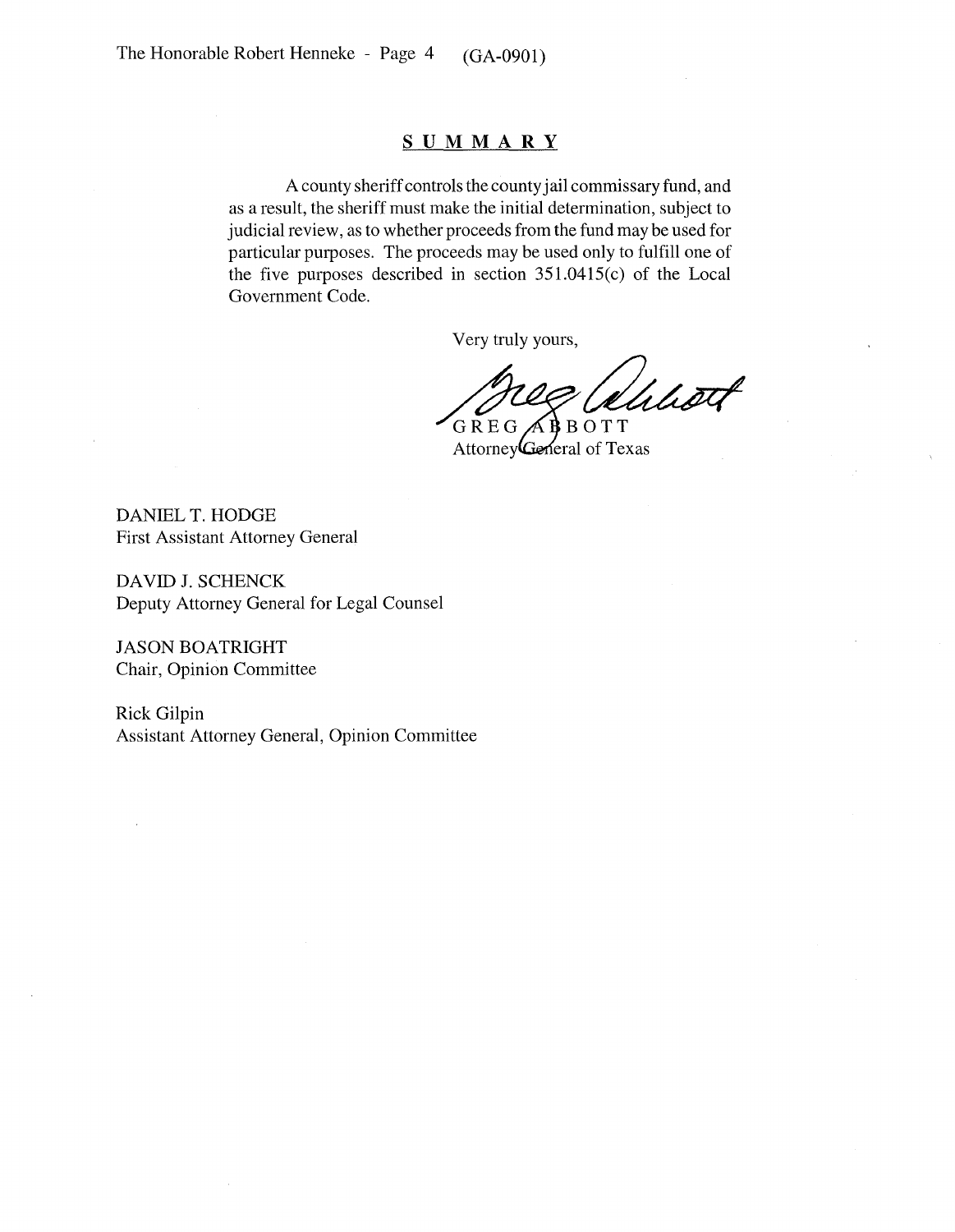## SUMMARY

A county sheriff controls the county jail commissary fund, and as a result, the sheriff must make the initial determination, subject to judicial review, as to whether proceeds from the fund may be used for particular purposes. The proceeds may be used only to fulfill one of the five purposes described in section 351.0415(c) of the Local Government Code.

Very truly yours,

GREG ABBOTT
Attorney General of Texas

DANIEL T. HODGE
First Assistant Attorney General

DAVID J. SCHENCK
Deputy Attorney General for Legal Counsel

JASON BOATRIGHT
Chair, Opinion Committee

Rick Gilpin
Assistant Attorney General, Opinion Committee